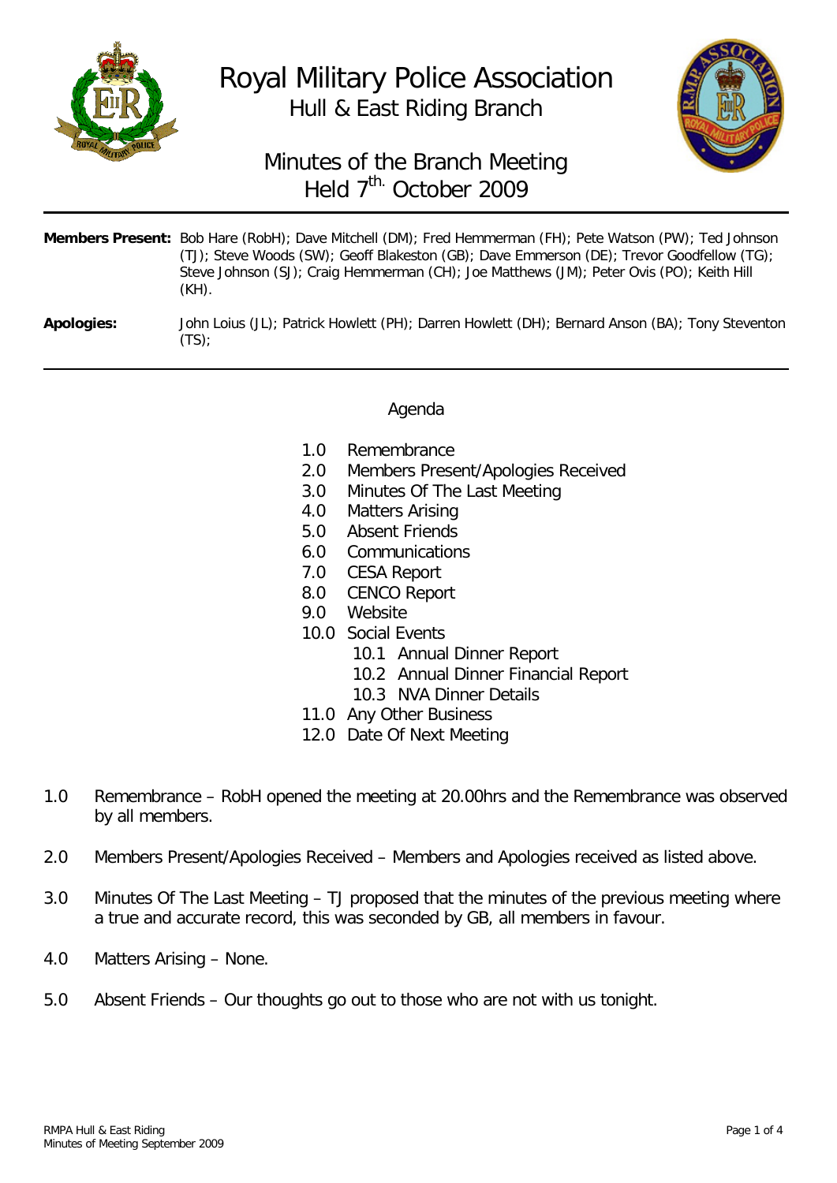# Royal Military Police Association

## Hull & East Riding Branch

## Minutes of the Branch Meeting
## Held 7th. October 2009

**Members Present:** Bob Hare (RobH); Dave Mitchell (DM); Fred Hemmerman (FH); Pete Watson (PW); Ted Johnson (TJ); Steve Woods (SW); Geoff Blakeston (GB); Dave Emmerson (DE); Trevor Goodfellow (TG); Steve Johnson (SJ); Craig Hemmerman (CH); Joe Matthews (JM); Peter Ovis (PO); Keith Hill (KH).

**Apologies:** John Loius (JL); Patrick Howlett (PH); Darren Howlett (DH); Bernard Anson (BA); Tony Steventon (TS);

### Agenda

- 1.0 Remembrance
- 2.0 Members Present/Apologies Received
- 3.0 Minutes Of The Last Meeting
- 4.0 Matters Arising
- 5.0 Absent Friends
- 6.0 Communications
- 7.0 CESA Report
- 8.0 CENCO Report
- 9.0 Website
- 10.0 Social Events
  - 10.1 Annual Dinner Report
  - 10.2 Annual Dinner Financial Report
  - 10.3 NVA Dinner Details
- 11.0 Any Other Business
- 12.0 Date Of Next Meeting

1.0 Remembrance – RobH opened the meeting at 20.00hrs and the Remembrance was observed by all members.

2.0 Members Present/Apologies Received – Members and Apologies received as listed above.

3.0 Minutes Of The Last Meeting – TJ proposed that the minutes of the previous meeting where a true and accurate record, this was seconded by GB, all members in favour.

4.0 Matters Arising – None.

5.0 Absent Friends – Our thoughts go out to those who are not with us tonight.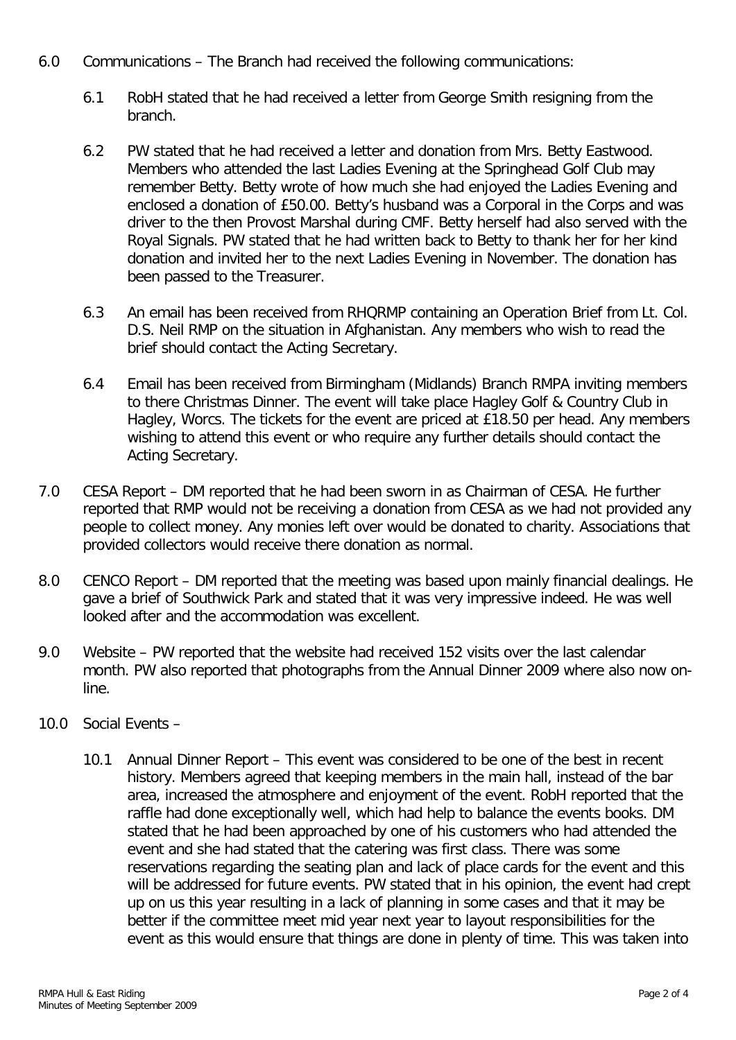6.0 Communications – The Branch had received the following communications:

6.1 RobH stated that he had received a letter from George Smith resigning from the branch.

6.2 PW stated that he had received a letter and donation from Mrs. Betty Eastwood. Members who attended the last Ladies Evening at the Springhead Golf Club may remember Betty. Betty wrote of how much she had enjoyed the Ladies Evening and enclosed a donation of £50.00. Betty's husband was a Corporal in the Corps and was driver to the then Provost Marshal during CMF. Betty herself had also served with the Royal Signals. PW stated that he had written back to Betty to thank her for her kind donation and invited her to the next Ladies Evening in November. The donation has been passed to the Treasurer.

6.3 An email has been received from RHQRMP containing an Operation Brief from Lt. Col. D.S. Neil RMP on the situation in Afghanistan. Any members who wish to read the brief should contact the Acting Secretary.

6.4 Email has been received from Birmingham (Midlands) Branch RMPA inviting members to there Christmas Dinner. The event will take place Hagley Golf & Country Club in Hagley, Worcs. The tickets for the event are priced at £18.50 per head. Any members wishing to attend this event or who require any further details should contact the Acting Secretary.

7.0 CESA Report – DM reported that he had been sworn in as Chairman of CESA. He further reported that RMP would not be receiving a donation from CESA as we had not provided any people to collect money. Any monies left over would be donated to charity. Associations that provided collectors would receive there donation as normal.

8.0 CENCO Report – DM reported that the meeting was based upon mainly financial dealings. He gave a brief of Southwick Park and stated that it was very impressive indeed. He was well looked after and the accommodation was excellent.

9.0 Website – PW reported that the website had received 152 visits over the last calendar month. PW also reported that photographs from the Annual Dinner 2009 where also now on-line.

10.0 Social Events –

10.1 Annual Dinner Report – This event was considered to be one of the best in recent history. Members agreed that keeping members in the main hall, instead of the bar area, increased the atmosphere and enjoyment of the event. RobH reported that the raffle had done exceptionally well, which had help to balance the events books. DM stated that he had been approached by one of his customers who had attended the event and she had stated that the catering was first class. There was some reservations regarding the seating plan and lack of place cards for the event and this will be addressed for future events. PW stated that in his opinion, the event had crept up on us this year resulting in a lack of planning in some cases and that it may be better if the committee meet mid year next year to layout responsibilities for the event as this would ensure that things are done in plenty of time. This was taken into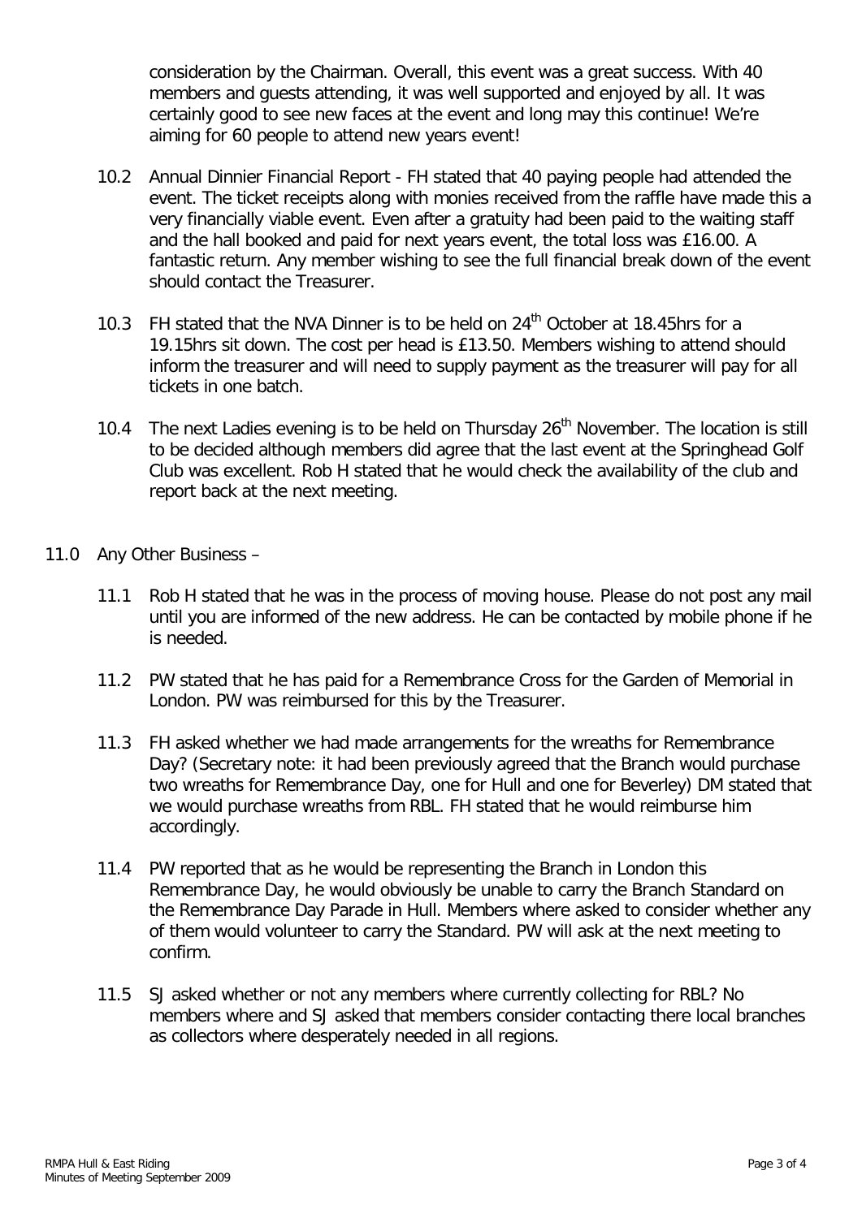consideration by the Chairman. Overall, this event was a great success. With 40 members and guests attending, it was well supported and enjoyed by all. It was certainly good to see new faces at the event and long may this continue! We're aiming for 60 people to attend new years event!

10.2 Annual Dinnier Financial Report - FH stated that 40 paying people had attended the event. The ticket receipts along with monies received from the raffle have made this a very financially viable event. Even after a gratuity had been paid to the waiting staff and the hall booked and paid for next years event, the total loss was £16.00. A fantastic return. Any member wishing to see the full financial break down of the event should contact the Treasurer.

10.3 FH stated that the NVA Dinner is to be held on 24th October at 18.45hrs for a 19.15hrs sit down. The cost per head is £13.50. Members wishing to attend should inform the treasurer and will need to supply payment as the treasurer will pay for all tickets in one batch.

10.4 The next Ladies evening is to be held on Thursday 26th November. The location is still to be decided although members did agree that the last event at the Springhead Golf Club was excellent. Rob H stated that he would check the availability of the club and report back at the next meeting.

11.0 Any Other Business –

11.1 Rob H stated that he was in the process of moving house. Please do not post any mail until you are informed of the new address. He can be contacted by mobile phone if he is needed.

11.2 PW stated that he has paid for a Remembrance Cross for the Garden of Memorial in London. PW was reimbursed for this by the Treasurer.

11.3 FH asked whether we had made arrangements for the wreaths for Remembrance Day? (Secretary note: it had been previously agreed that the Branch would purchase two wreaths for Remembrance Day, one for Hull and one for Beverley) DM stated that we would purchase wreaths from RBL. FH stated that he would reimburse him accordingly.

11.4 PW reported that as he would be representing the Branch in London this Remembrance Day, he would obviously be unable to carry the Branch Standard on the Remembrance Day Parade in Hull. Members where asked to consider whether any of them would volunteer to carry the Standard. PW will ask at the next meeting to confirm.

11.5 SJ asked whether or not any members where currently collecting for RBL? No members where and SJ asked that members consider contacting there local branches as collectors where desperately needed in all regions.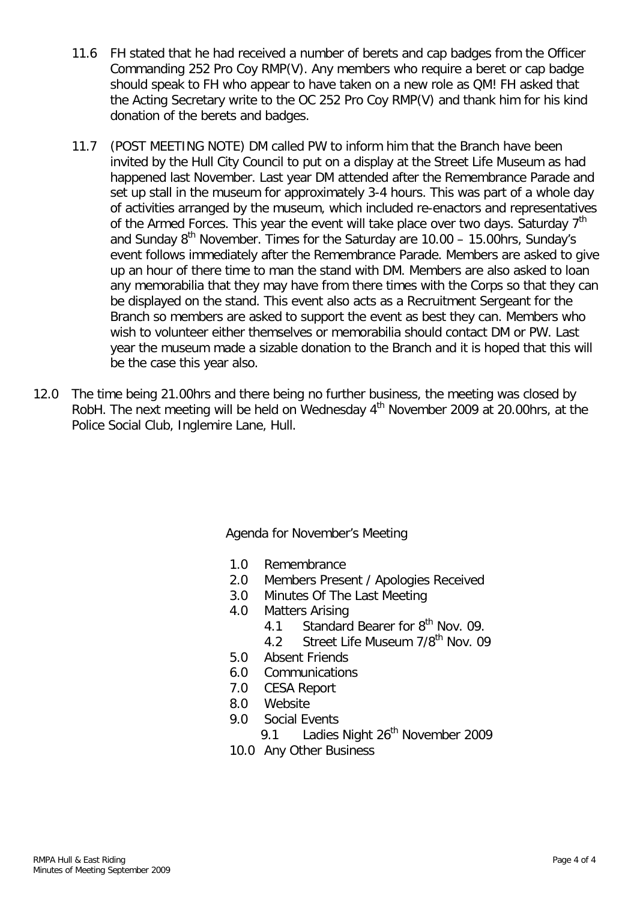11.6 FH stated that he had received a number of berets and cap badges from the Officer Commanding 252 Pro Coy RMP(V). Any members who require a beret or cap badge should speak to FH who appear to have taken on a new role as QM! FH asked that the Acting Secretary write to the OC 252 Pro Coy RMP(V) and thank him for his kind donation of the berets and badges.

11.7 (POST MEETING NOTE) DM called PW to inform him that the Branch have been invited by the Hull City Council to put on a display at the Street Life Museum as had happened last November. Last year DM attended after the Remembrance Parade and set up stall in the museum for approximately 3-4 hours. This was part of a whole day of activities arranged by the museum, which included re-enactors and representatives of the Armed Forces. This year the event will take place over two days. Saturday 7th and Sunday 8th November. Times for the Saturday are 10.00 – 15.00hrs, Sunday's event follows immediately after the Remembrance Parade. Members are asked to give up an hour of there time to man the stand with DM. Members are also asked to loan any memorabilia that they may have from there times with the Corps so that they can be displayed on the stand. This event also acts as a Recruitment Sergeant for the Branch so members are asked to support the event as best they can. Members who wish to volunteer either themselves or memorabilia should contact DM or PW. Last year the museum made a sizable donation to the Branch and it is hoped that this will be the case this year also.

12.0 The time being 21.00hrs and there being no further business, the meeting was closed by RobH. The next meeting will be held on Wednesday 4th November 2009 at 20.00hrs, at the Police Social Club, Inglemire Lane, Hull.

Agenda for November's Meeting

- 1.0 Remembrance
- 2.0 Members Present / Apologies Received
- 3.0 Minutes Of The Last Meeting
- 4.0 Matters Arising
  - 4.1 Standard Bearer for 8th Nov. 09.
  - 4.2 Street Life Museum 7/8th Nov. 09
- 5.0 Absent Friends
- 6.0 Communications
- 7.0 CESA Report
- 8.0 Website
- 9.0 Social Events
  - 9.1 Ladies Night 26th November 2009
- 10.0 Any Other Business